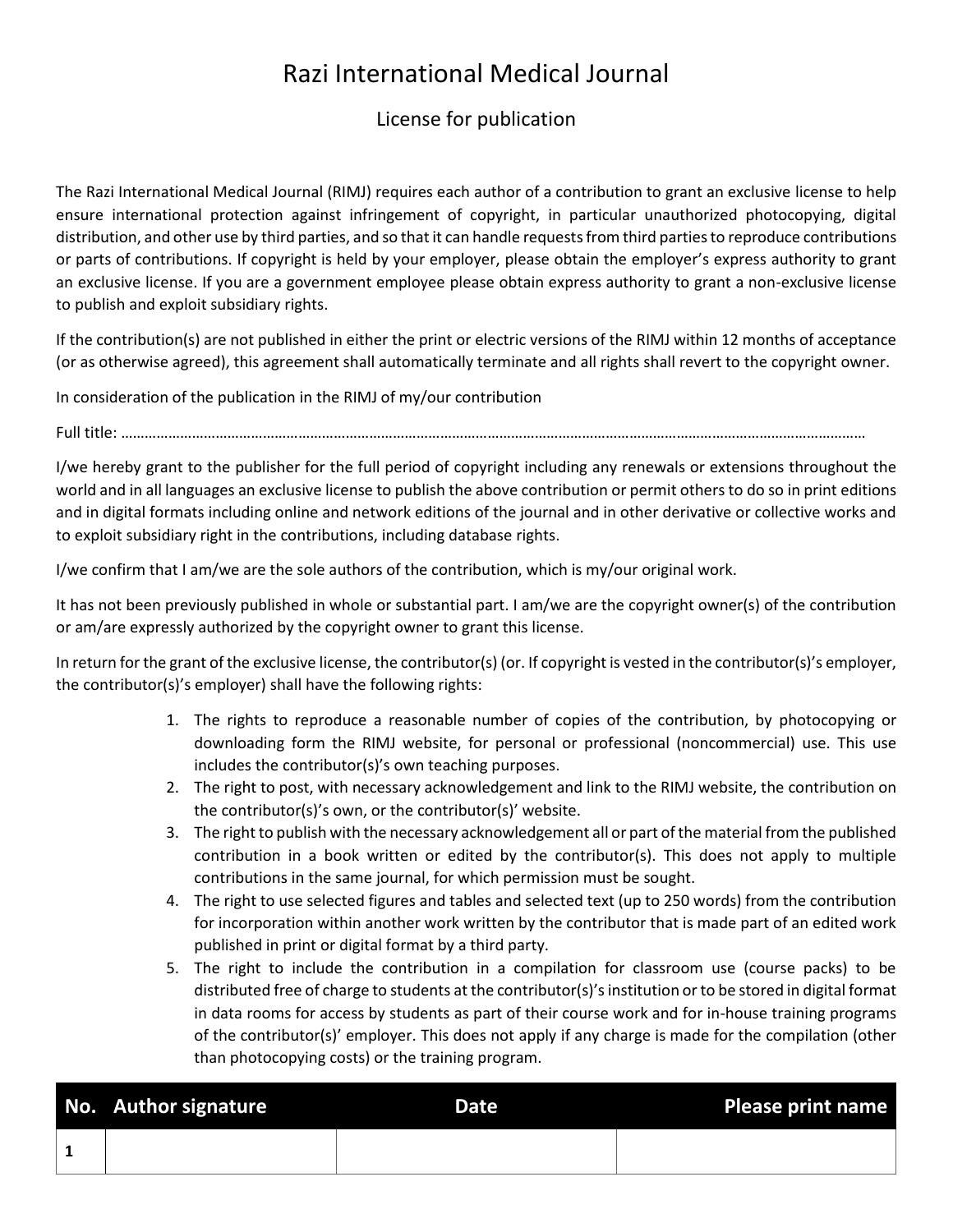# Razi International Medical Journal

## License for publication

The Razi International Medical Journal (RIMJ) requires each author of a contribution to grant an exclusive license to help ensure international protection against infringement of copyright, in particular unauthorized photocopying, digital distribution, and other use by third parties, and so that it can handle requests from third parties to reproduce contributions or parts of contributions. If copyright is held by your employer, please obtain the employer's express authority to grant an exclusive license. If you are a government employee please obtain express authority to grant a non-exclusive license to publish and exploit subsidiary rights.

If the contribution(s) are not published in either the print or electric versions of the RIMJ within 12 months of acceptance (or as otherwise agreed), this agreement shall automatically terminate and all rights shall revert to the copyright owner.

In consideration of the publication in the RIMJ of my/our contribution

Full title: ……………………………………………………………………………………………………………………………………………………………………………

I/we hereby grant to the publisher for the full period of copyright including any renewals or extensions throughout the world and in all languages an exclusive license to publish the above contribution or permit others to do so in print editions and in digital formats including online and network editions of the journal and in other derivative or collective works and to exploit subsidiary right in the contributions, including database rights.

I/we confirm that I am/we are the sole authors of the contribution, which is my/our original work.

It has not been previously published in whole or substantial part. I am/we are the copyright owner(s) of the contribution or am/are expressly authorized by the copyright owner to grant this license.

In return for the grant of the exclusive license, the contributor(s) (or. If copyright is vested in the contributor(s)'s employer, the contributor(s)'s employer) shall have the following rights:

1. The rights to reproduce a reasonable number of copies of the contribution, by photocopying or downloading form the RIMJ website, for personal or professional (noncommercial) use. This use includes the contributor(s)'s own teaching purposes.
2. The right to post, with necessary acknowledgement and link to the RIMJ website, the contribution on the contributor(s)'s own, or the contributor(s)' website.
3. The right to publish with the necessary acknowledgement all or part of the material from the published contribution in a book written or edited by the contributor(s). This does not apply to multiple contributions in the same journal, for which permission must be sought.
4. The right to use selected figures and tables and selected text (up to 250 words) from the contribution for incorporation within another work written by the contributor that is made part of an edited work published in print or digital format by a third party.
5. The right to include the contribution in a compilation for classroom use (course packs) to be distributed free of charge to students at the contributor(s)'s institution or to be stored in digital format in data rooms for access by students as part of their course work and for in-house training programs of the contributor(s)' employer. This does not apply if any charge is made for the compilation (other than photocopying costs) or the training program.

| No. | Author signature | Date | Please print name |
| --- | --- | --- | --- |
| 1 | | | |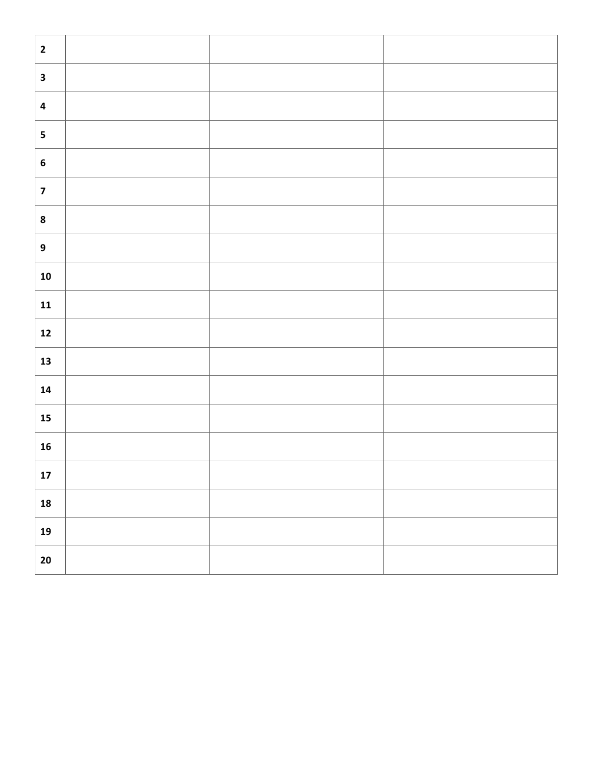| | | | |
|---|---|---|---|
| **2** | | | |
| **3** | | | |
| **4** | | | |
| **5** | | | |
| **6** | | | |
| **7** | | | |
| **8** | | | |
| **9** | | | |
| **10** | | | |
| **11** | | | |
| **12** | | | |
| **13** | | | |
| **14** | | | |
| **15** | | | |
| **16** | | | |
| **17** | | | |
| **18** | | | |
| **19** | | | |
| **20** | | | |